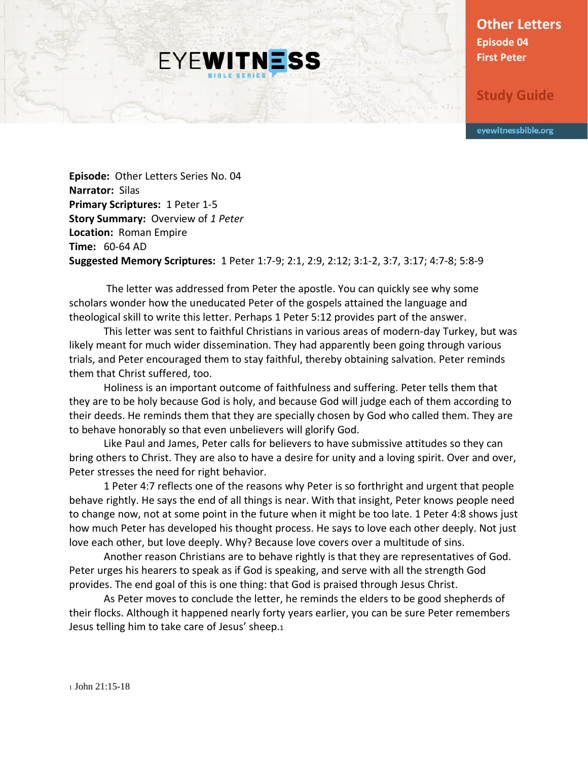# Other Letters
## Episode 04
## First Peter

### Study Guide

**Episode:** Other Letters Series No. 04
**Narrator:** Silas
**Primary Scriptures:** 1 Peter 1-5
**Story Summary:** Overview of *1 Peter*
**Location:** Roman Empire
**Time:** 60-64 AD
**Suggested Memory Scriptures:** 1 Peter 1:7-9; 2:1, 2:9, 2:12; 3:1-2, 3:7, 3:17; 4:7-8; 5:8-9

The letter was addressed from Peter the apostle. You can quickly see why some scholars wonder how the uneducated Peter of the gospels attained the language and theological skill to write this letter. Perhaps 1 Peter 5:12 provides part of the answer.

This letter was sent to faithful Christians in various areas of modern-day Turkey, but was likely meant for much wider dissemination. They had apparently been going through various trials, and Peter encouraged them to stay faithful, thereby obtaining salvation. Peter reminds them that Christ suffered, too.

Holiness is an important outcome of faithfulness and suffering. Peter tells them that they are to be holy because God is holy, and because God will judge each of them according to their deeds. He reminds them that they are specially chosen by God who called them. They are to behave honorably so that even unbelievers will glorify God.

Like Paul and James, Peter calls for believers to have submissive attitudes so they can bring others to Christ. They are also to have a desire for unity and a loving spirit. Over and over, Peter stresses the need for right behavior.

1 Peter 4:7 reflects one of the reasons why Peter is so forthright and urgent that people behave rightly. He says the end of all things is near. With that insight, Peter knows people need to change now, not at some point in the future when it might be too late. 1 Peter 4:8 shows just how much Peter has developed his thought process. He says to love each other deeply. Not just love each other, but love deeply. Why? Because love covers over a multitude of sins.

Another reason Christians are to behave rightly is that they are representatives of God. Peter urges his hearers to speak as if God is speaking, and serve with all the strength God provides. The end goal of this is one thing: that God is praised through Jesus Christ.

As Peter moves to conclude the letter, he reminds the elders to be good shepherds of their flocks. Although it happened nearly forty years earlier, you can be sure Peter remembers Jesus telling him to take care of Jesus' sheep.[1]

[1] John 21:15-18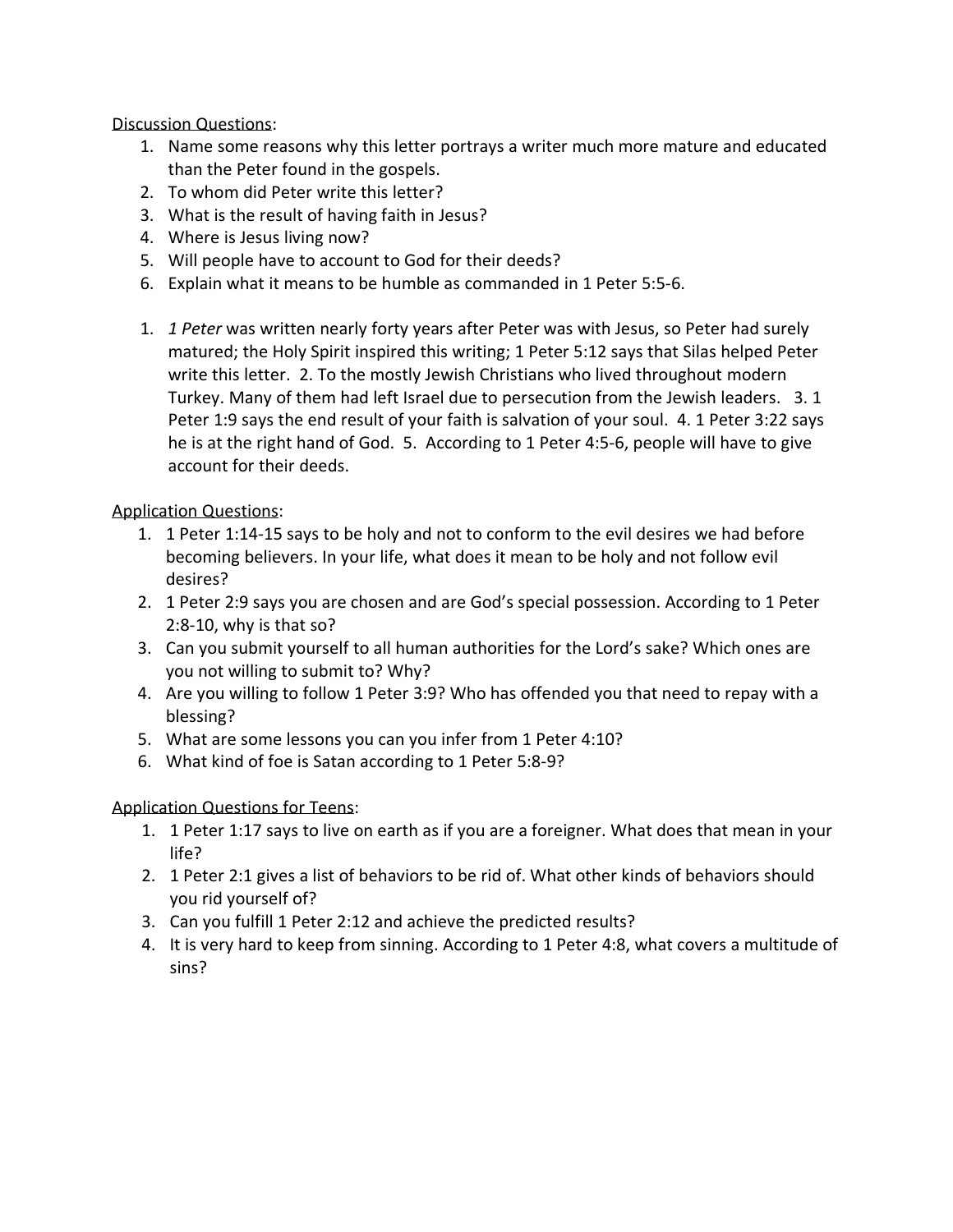<u>Discussion Questions</u>:

1. Name some reasons why this letter portrays a writer much more mature and educated than the Peter found in the gospels.
2. To whom did Peter write this letter?
3. What is the result of having faith in Jesus?
4. Where is Jesus living now?
5. Will people have to account to God for their deeds?
6. Explain what it means to be humble as commanded in 1 Peter 5:5-6.

1. *1 Peter* was written nearly forty years after Peter was with Jesus, so Peter had surely matured; the Holy Spirit inspired this writing; 1 Peter 5:12 says that Silas helped Peter write this letter. 2. To the mostly Jewish Christians who lived throughout modern Turkey. Many of them had left Israel due to persecution from the Jewish leaders. 3. 1 Peter 1:9 says the end result of your faith is salvation of your soul. 4. 1 Peter 3:22 says he is at the right hand of God. 5. According to 1 Peter 4:5-6, people will have to give account for their deeds.

<u>Application Questions</u>:

1. 1 Peter 1:14-15 says to be holy and not to conform to the evil desires we had before becoming believers. In your life, what does it mean to be holy and not follow evil desires?
2. 1 Peter 2:9 says you are chosen and are God's special possession. According to 1 Peter 2:8-10, why is that so?
3. Can you submit yourself to all human authorities for the Lord's sake? Which ones are you not willing to submit to? Why?
4. Are you willing to follow 1 Peter 3:9? Who has offended you that need to repay with a blessing?
5. What are some lessons you can you infer from 1 Peter 4:10?
6. What kind of foe is Satan according to 1 Peter 5:8-9?

<u>Application Questions for Teens</u>:

1. 1 Peter 1:17 says to live on earth as if you are a foreigner. What does that mean in your life?
2. 1 Peter 2:1 gives a list of behaviors to be rid of. What other kinds of behaviors should you rid yourself of?
3. Can you fulfill 1 Peter 2:12 and achieve the predicted results?
4. It is very hard to keep from sinning. According to 1 Peter 4:8, what covers a multitude of sins?